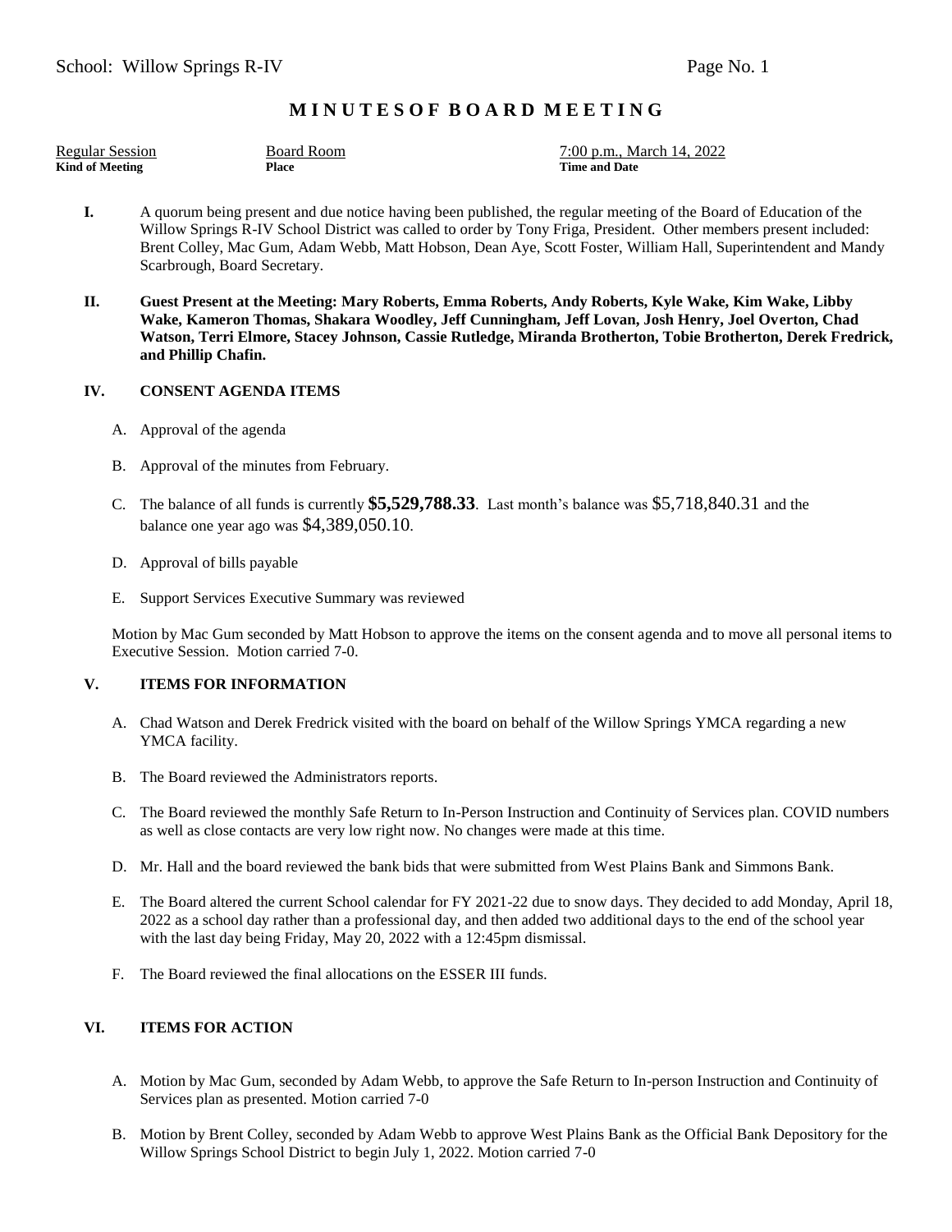School: Willow Springs R-IV

# M I N U T E S O F B O A R D M E E T I N G

| Regular Session | Board Room | 7:00 p.m., March 14, 2022 |
|---|---|---|
| **Kind of Meeting** | **Place** | **Time and Date** |

**I.** A quorum being present and due notice having been published, the regular meeting of the Board of Education of the Willow Springs R-IV School District was called to order by Tony Friga, President. Other members present included: Brent Colley, Mac Gum, Adam Webb, Matt Hobson, Dean Aye, Scott Foster, William Hall, Superintendent and Mandy Scarbrough, Board Secretary.

**II. Guest Present at the Meeting: Mary Roberts, Emma Roberts, Andy Roberts, Kyle Wake, Kim Wake, Libby Wake, Kameron Thomas, Shakara Woodley, Jeff Cunningham, Jeff Lovan, Josh Henry, Joel Overton, Chad Watson, Terri Elmore, Stacey Johnson, Cassie Rutledge, Miranda Brotherton, Tobie Brotherton, Derek Fredrick, and Phillip Chafin.**

## IV. CONSENT AGENDA ITEMS

A. Approval of the agenda

B. Approval of the minutes from February.

C. The balance of all funds is currently **$5,529,788.33**. Last month's balance was $5,718,840.31 and the balance one year ago was $4,389,050.10.

D. Approval of bills payable

E. Support Services Executive Summary was reviewed

Motion by Mac Gum seconded by Matt Hobson to approve the items on the consent agenda and to move all personal items to Executive Session. Motion carried 7-0.

## V. ITEMS FOR INFORMATION

A. Chad Watson and Derek Fredrick visited with the board on behalf of the Willow Springs YMCA regarding a new YMCA facility.

B. The Board reviewed the Administrators reports.

C. The Board reviewed the monthly Safe Return to In-Person Instruction and Continuity of Services plan. COVID numbers as well as close contacts are very low right now. No changes were made at this time.

D. Mr. Hall and the board reviewed the bank bids that were submitted from West Plains Bank and Simmons Bank.

E. The Board altered the current School calendar for FY 2021-22 due to snow days. They decided to add Monday, April 18, 2022 as a school day rather than a professional day, and then added two additional days to the end of the school year with the last day being Friday, May 20, 2022 with a 12:45pm dismissal.

F. The Board reviewed the final allocations on the ESSER III funds.

## VI. ITEMS FOR ACTION

A. Motion by Mac Gum, seconded by Adam Webb, to approve the Safe Return to In-person Instruction and Continuity of Services plan as presented. Motion carried 7-0

B. Motion by Brent Colley, seconded by Adam Webb to approve West Plains Bank as the Official Bank Depository for the Willow Springs School District to begin July 1, 2022. Motion carried 7-0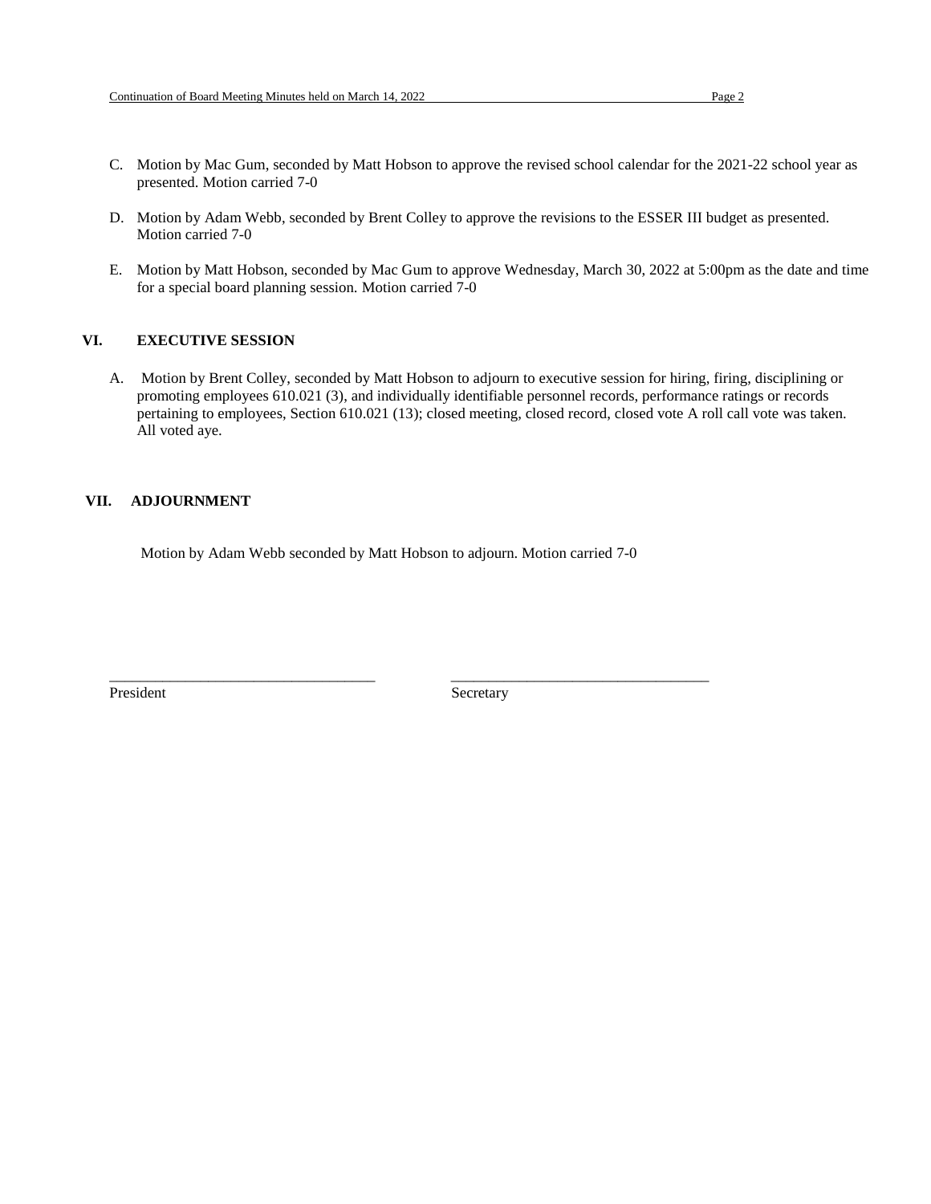C. Motion by Mac Gum, seconded by Matt Hobson to approve the revised school calendar for the 2021-22 school year as presented. Motion carried 7-0

D. Motion by Adam Webb, seconded by Brent Colley to approve the revisions to the ESSER III budget as presented. Motion carried 7-0

E. Motion by Matt Hobson, seconded by Mac Gum to approve Wednesday, March 30, 2022 at 5:00pm as the date and time for a special board planning session. Motion carried 7-0

## VI. EXECUTIVE SESSION

A. Motion by Brent Colley, seconded by Matt Hobson to adjourn to executive session for hiring, firing, disciplining or promoting employees 610.021 (3), and individually identifiable personnel records, performance ratings or records pertaining to employees, Section 610.021 (13); closed meeting, closed record, closed vote A roll call vote was taken. All voted aye.

## VII. ADJOURNMENT

Motion by Adam Webb seconded by Matt Hobson to adjourn. Motion carried 7-0

\_\_\_\_\_\_\_\_\_\_\_\_\_\_\_\_\_\_\_\_\_\_\_\_\_\_\_\_\_\_\_\_\_\_\_\_ \_\_\_\_\_\_\_\_\_\_\_\_\_\_\_\_\_\_\_\_\_\_\_\_\_\_\_\_\_\_\_\_\_\_\_\_

President Secretary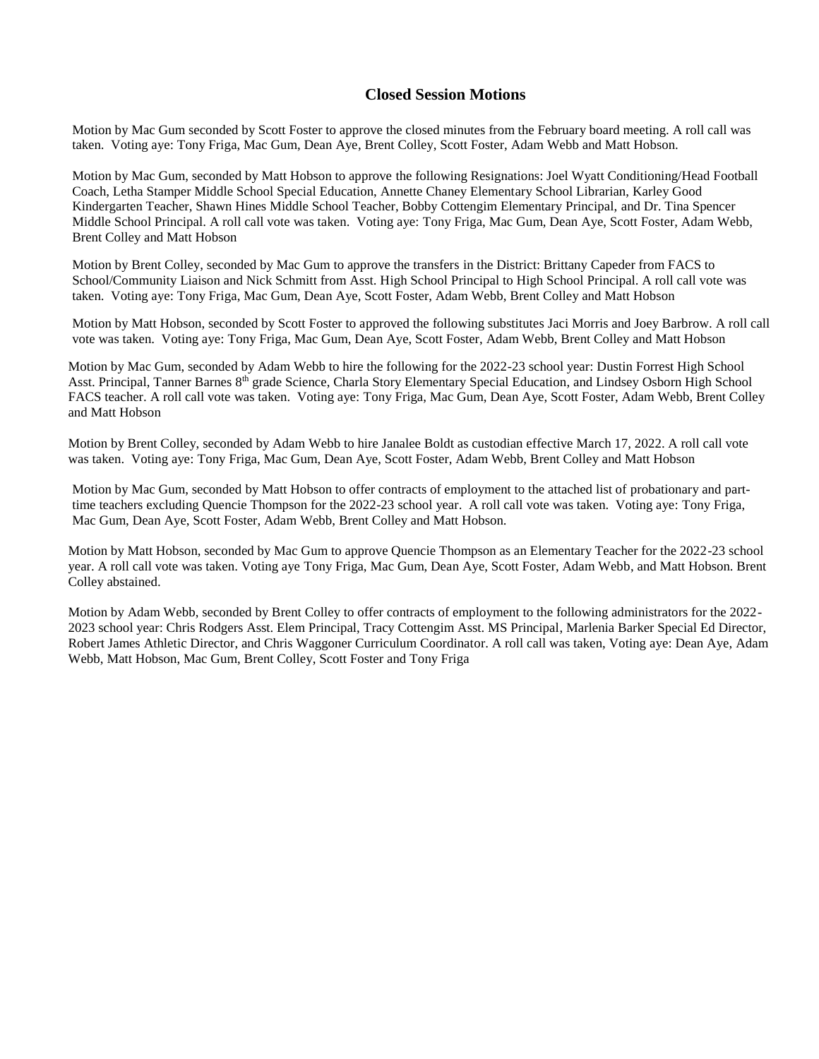## Closed Session Motions

Motion by Mac Gum seconded by Scott Foster to approve the closed minutes from the February board meeting. A roll call was taken. Voting aye: Tony Friga, Mac Gum, Dean Aye, Brent Colley, Scott Foster, Adam Webb and Matt Hobson.

Motion by Mac Gum, seconded by Matt Hobson to approve the following Resignations: Joel Wyatt Conditioning/Head Football Coach, Letha Stamper Middle School Special Education, Annette Chaney Elementary School Librarian, Karley Good Kindergarten Teacher, Shawn Hines Middle School Teacher, Bobby Cottengim Elementary Principal, and Dr. Tina Spencer Middle School Principal. A roll call vote was taken. Voting aye: Tony Friga, Mac Gum, Dean Aye, Scott Foster, Adam Webb, Brent Colley and Matt Hobson

Motion by Brent Colley, seconded by Mac Gum to approve the transfers in the District: Brittany Capeder from FACS to School/Community Liaison and Nick Schmitt from Asst. High School Principal to High School Principal. A roll call vote was taken. Voting aye: Tony Friga, Mac Gum, Dean Aye, Scott Foster, Adam Webb, Brent Colley and Matt Hobson

Motion by Matt Hobson, seconded by Scott Foster to approved the following substitutes Jaci Morris and Joey Barbrow. A roll call vote was taken. Voting aye: Tony Friga, Mac Gum, Dean Aye, Scott Foster, Adam Webb, Brent Colley and Matt Hobson

Motion by Mac Gum, seconded by Adam Webb to hire the following for the 2022-23 school year: Dustin Forrest High School Asst. Principal, Tanner Barnes 8th grade Science, Charla Story Elementary Special Education, and Lindsey Osborn High School FACS teacher. A roll call vote was taken. Voting aye: Tony Friga, Mac Gum, Dean Aye, Scott Foster, Adam Webb, Brent Colley and Matt Hobson

Motion by Brent Colley, seconded by Adam Webb to hire Janalee Boldt as custodian effective March 17, 2022. A roll call vote was taken. Voting aye: Tony Friga, Mac Gum, Dean Aye, Scott Foster, Adam Webb, Brent Colley and Matt Hobson

Motion by Mac Gum, seconded by Matt Hobson to offer contracts of employment to the attached list of probationary and part-time teachers excluding Quencie Thompson for the 2022-23 school year. A roll call vote was taken. Voting aye: Tony Friga, Mac Gum, Dean Aye, Scott Foster, Adam Webb, Brent Colley and Matt Hobson.

Motion by Matt Hobson, seconded by Mac Gum to approve Quencie Thompson as an Elementary Teacher for the 2022-23 school year. A roll call vote was taken. Voting aye Tony Friga, Mac Gum, Dean Aye, Scott Foster, Adam Webb, and Matt Hobson. Brent Colley abstained.

Motion by Adam Webb, seconded by Brent Colley to offer contracts of employment to the following administrators for the 2022-2023 school year: Chris Rodgers Asst. Elem Principal, Tracy Cottengim Asst. MS Principal, Marlenia Barker Special Ed Director, Robert James Athletic Director, and Chris Waggoner Curriculum Coordinator. A roll call was taken, Voting aye: Dean Aye, Adam Webb, Matt Hobson, Mac Gum, Brent Colley, Scott Foster and Tony Friga